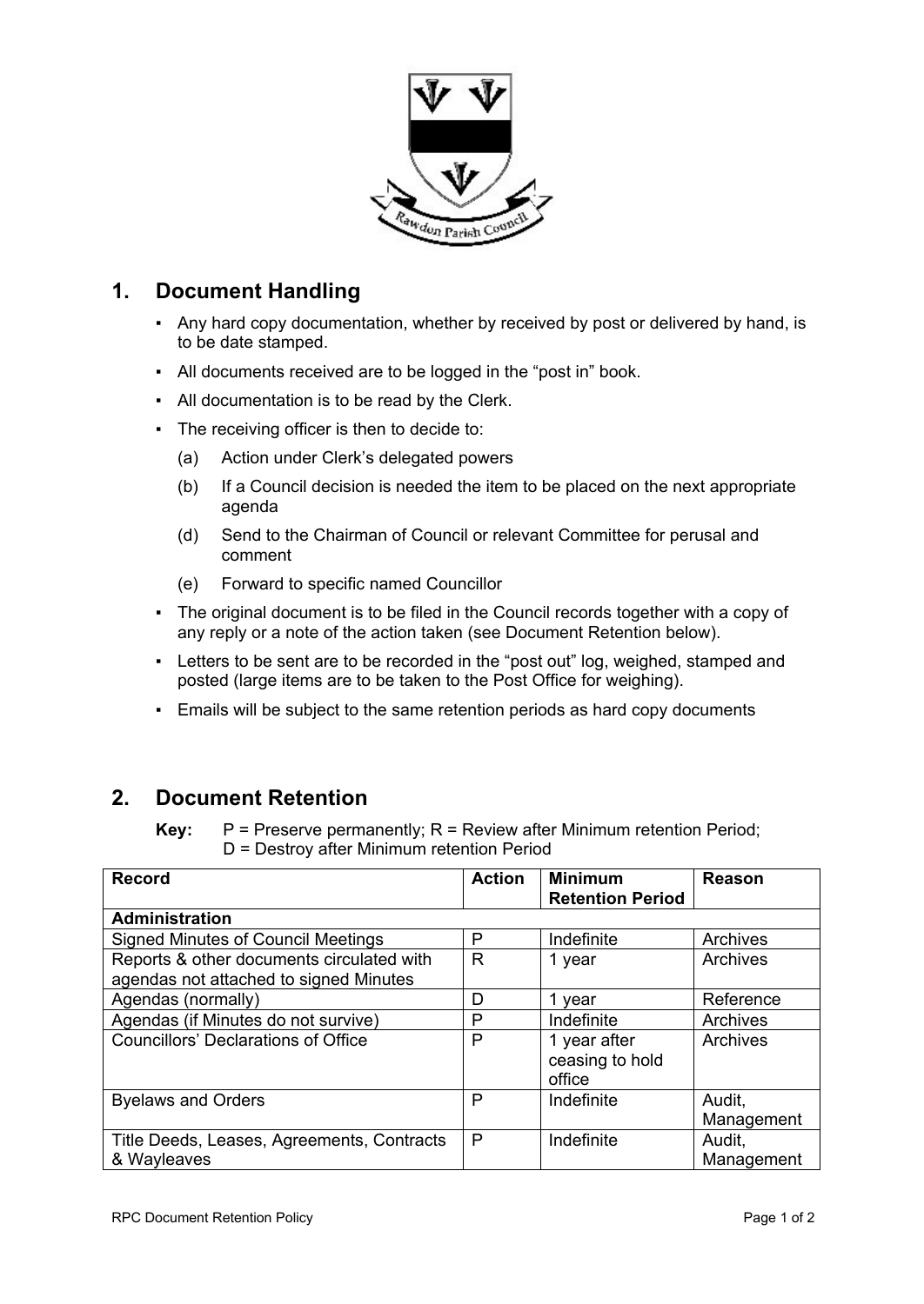## 1. Document Handling

- Any hard copy documentation, whether by received by post or delivered by hand, is to be date stamped.
- All documents received are to be logged in the "post in" book.
- All documentation is to be read by the Clerk.
- The receiving officer is then to decide to:
  - (a) Action under Clerk's delegated powers
  - (b) If a Council decision is needed the item to be placed on the next appropriate agenda
  - (d) Send to the Chairman of Council or relevant Committee for perusal and comment
  - (e) Forward to specific named Councillor
- The original document is to be filed in the Council records together with a copy of any reply or a note of the action taken (see Document Retention below).
- Letters to be sent are to be recorded in the "post out" log, weighed, stamped and posted (large items are to be taken to the Post Office for weighing).
- Emails will be subject to the same retention periods as hard copy documents

## 2. Document Retention

**Key:** P = Preserve permanently; R = Review after Minimum retention Period; D = Destroy after Minimum retention Period

| Record | Action | Minimum Retention Period | Reason |
|---|---|---|---|
| **Administration** | | | |
| Signed Minutes of Council Meetings | P | Indefinite | Archives |
| Reports & other documents circulated with agendas not attached to signed Minutes | R | 1 year | Archives |
| Agendas (normally) | D | 1 year | Reference |
| Agendas (if Minutes do not survive) | P | Indefinite | Archives |
| Councillors' Declarations of Office | P | 1 year after ceasing to hold office | Archives |
| Byelaws and Orders | P | Indefinite | Audit, Management |
| Title Deeds, Leases, Agreements, Contracts & Wayleaves | P | Indefinite | Audit, Management |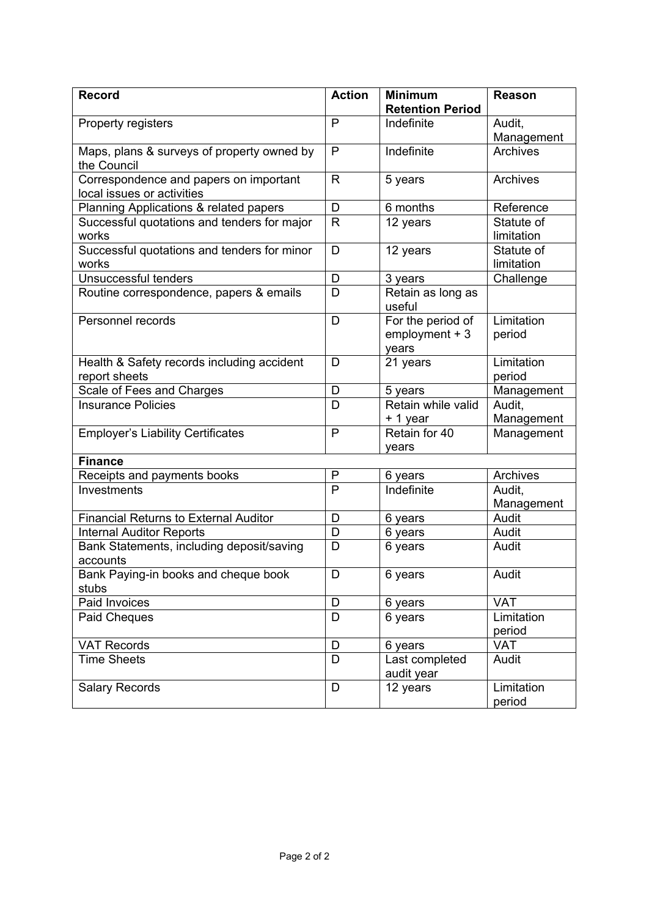| Record | Action | Minimum Retention Period | Reason |
|---|---|---|---|
| Property registers | P | Indefinite | Audit, Management |
| Maps, plans & surveys of property owned by the Council | P | Indefinite | Archives |
| Correspondence and papers on important local issues or activities | R | 5 years | Archives |
| Planning Applications & related papers | D | 6 months | Reference |
| Successful quotations and tenders for major works | R | 12 years | Statute of limitation |
| Successful quotations and tenders for minor works | D | 12 years | Statute of limitation |
| Unsuccessful tenders | D | 3 years | Challenge |
| Routine correspondence, papers & emails | D | Retain as long as useful | |
| Personnel records | D | For the period of employment + 3 years | Limitation period |
| Health & Safety records including accident report sheets | D | 21 years | Limitation period |
| Scale of Fees and Charges | D | 5 years | Management |
| Insurance Policies | D | Retain while valid + 1 year | Audit, Management |
| Employer's Liability Certificates | P | Retain for 40 years | Management |
| **Finance** | | | |
| Receipts and payments books | P | 6 years | Archives |
| Investments | P | Indefinite | Audit, Management |
| Financial Returns to External Auditor | D | 6 years | Audit |
| Internal Auditor Reports | D | 6 years | Audit |
| Bank Statements, including deposit/saving accounts | D | 6 years | Audit |
| Bank Paying-in books and cheque book stubs | D | 6 years | Audit |
| Paid Invoices | D | 6 years | VAT |
| Paid Cheques | D | 6 years | Limitation period |
| VAT Records | D | 6 years | VAT |
| Time Sheets | D | Last completed audit year | Audit |
| Salary Records | D | 12 years | Limitation period |